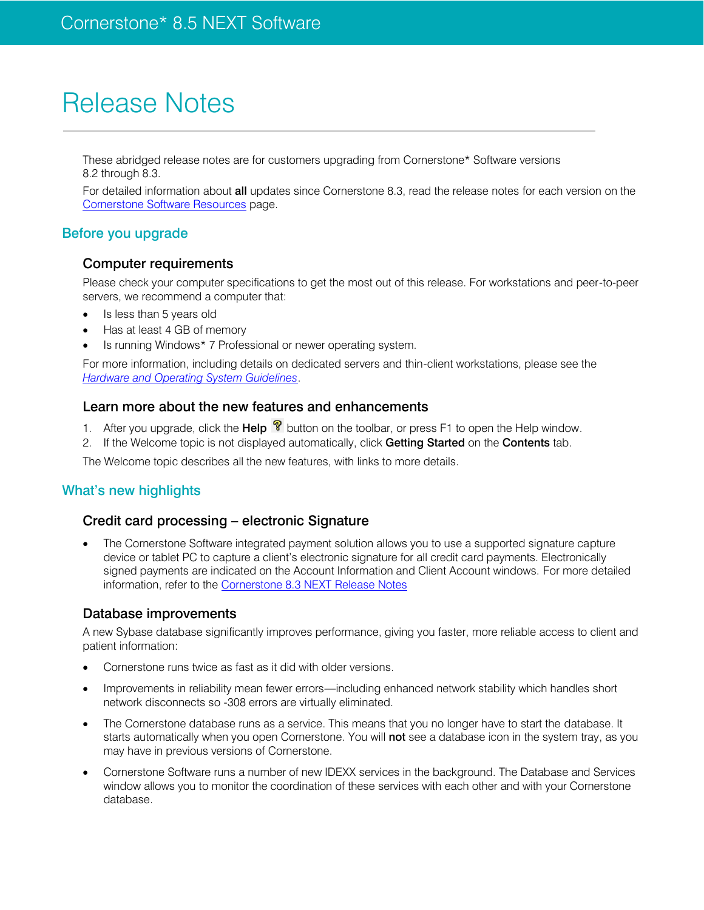# Cornerstone* 8.5 NEXT Software

# Release Notes

These abridged release notes are for customers upgrading from Cornerstone* Software versions 8.2 through 8.3.

For detailed information about **all** updates since Cornerstone 8.3, read the release notes for each version on the Cornerstone Software Resources page.

## Before you upgrade

### Computer requirements

Please check your computer specifications to get the most out of this release. For workstations and peer-to-peer servers, we recommend a computer that:

- Is less than 5 years old
- Has at least 4 GB of memory
- Is running Windows* 7 Professional or newer operating system.

For more information, including details on dedicated servers and thin-client workstations, please see the *Hardware and Operating System Guidelines*.

### Learn more about the new features and enhancements

1. After you upgrade, click the **Help** button on the toolbar, or press F1 to open the Help window.
2. If the Welcome topic is not displayed automatically, click **Getting Started** on the **Contents** tab.

The Welcome topic describes all the new features, with links to more details.

## What's new highlights

### Credit card processing – electronic Signature

- The Cornerstone Software integrated payment solution allows you to use a supported signature capture device or tablet PC to capture a client's electronic signature for all credit card payments. Electronically signed payments are indicated on the Account Information and Client Account windows. For more detailed information, refer to the Cornerstone 8.3 NEXT Release Notes

### Database improvements

A new Sybase database significantly improves performance, giving you faster, more reliable access to client and patient information:

- Cornerstone runs twice as fast as it did with older versions.
- Improvements in reliability mean fewer errors—including enhanced network stability which handles short network disconnects so -308 errors are virtually eliminated.
- The Cornerstone database runs as a service. This means that you no longer have to start the database. It starts automatically when you open Cornerstone. You will **not** see a database icon in the system tray, as you may have in previous versions of Cornerstone.
- Cornerstone Software runs a number of new IDEXX services in the background. The Database and Services window allows you to monitor the coordination of these services with each other and with your Cornerstone database.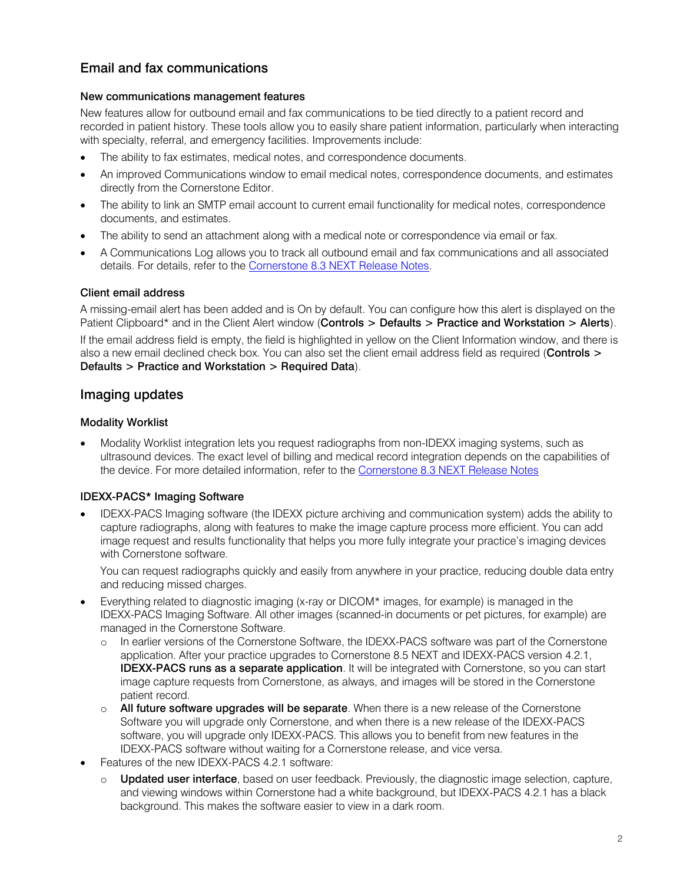## Email and fax communications

### New communications management features

New features allow for outbound email and fax communications to be tied directly to a patient record and recorded in patient history. These tools allow you to easily share patient information, particularly when interacting with specialty, referral, and emergency facilities. Improvements include:

- The ability to fax estimates, medical notes, and correspondence documents.
- An improved Communications window to email medical notes, correspondence documents, and estimates directly from the Cornerstone Editor.
- The ability to link an SMTP email account to current email functionality for medical notes, correspondence documents, and estimates.
- The ability to send an attachment along with a medical note or correspondence via email or fax.
- A Communications Log allows you to track all outbound email and fax communications and all associated details. For details, refer to the Cornerstone 8.3 NEXT Release Notes.

### Client email address

A missing-email alert has been added and is On by default. You can configure how this alert is displayed on the Patient Clipboard* and in the Client Alert window (**Controls** > **Defaults** > **Practice and Workstation** > **Alerts**).

If the email address field is empty, the field is highlighted in yellow on the Client Information window, and there is also a new email declined check box. You can also set the client email address field as required (**Controls** > **Defaults** > **Practice and Workstation** > **Required Data**).

## Imaging updates

### Modality Worklist

- Modality Worklist integration lets you request radiographs from non-IDEXX imaging systems, such as ultrasound devices. The exact level of billing and medical record integration depends on the capabilities of the device. For more detailed information, refer to the Cornerstone 8.3 NEXT Release Notes

### IDEXX-PACS* Imaging Software

- IDEXX-PACS Imaging software (the IDEXX picture archiving and communication system) adds the ability to capture radiographs, along with features to make the image capture process more efficient. You can add image request and results functionality that helps you more fully integrate your practice's imaging devices with Cornerstone software.

  You can request radiographs quickly and easily from anywhere in your practice, reducing double data entry and reducing missed charges.

- Everything related to diagnostic imaging (x-ray or DICOM* images, for example) is managed in the IDEXX-PACS Imaging Software. All other images (scanned-in documents or pet pictures, for example) are managed in the Cornerstone Software.
  - In earlier versions of the Cornerstone Software, the IDEXX-PACS software was part of the Cornerstone application. After your practice upgrades to Cornerstone 8.5 NEXT and IDEXX-PACS version 4.2.1, **IDEXX-PACS runs as a separate application**. It will be integrated with Cornerstone, so you can start image capture requests from Cornerstone, as always, and images will be stored in the Cornerstone patient record.
  - **All future software upgrades will be separate**. When there is a new release of the Cornerstone Software you will upgrade only Cornerstone, and when there is a new release of the IDEXX-PACS software, you will upgrade only IDEXX-PACS. This allows you to benefit from new features in the IDEXX-PACS software without waiting for a Cornerstone release, and vice versa.
- Features of the new IDEXX-PACS 4.2.1 software:
  - **Updated user interface**, based on user feedback. Previously, the diagnostic image selection, capture, and viewing windows within Cornerstone had a white background, but IDEXX-PACS 4.2.1 has a black background. This makes the software easier to view in a dark room.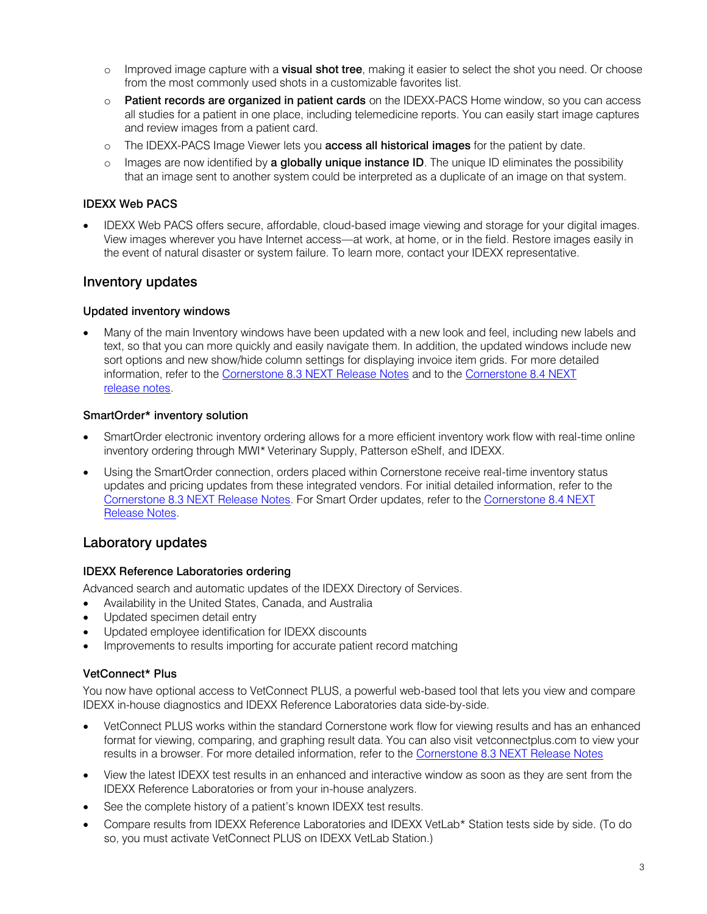- Improved image capture with a **visual shot tree**, making it easier to select the shot you need. Or choose from the most commonly used shots in a customizable favorites list.
- **Patient records are organized in patient cards** on the IDEXX-PACS Home window, so you can access all studies for a patient in one place, including telemedicine reports. You can easily start image captures and review images from a patient card.
- The IDEXX-PACS Image Viewer lets you **access all historical images** for the patient by date.
- Images are now identified by **a globally unique instance ID**. The unique ID eliminates the possibility that an image sent to another system could be interpreted as a duplicate of an image on that system.

### IDEXX Web PACS

- IDEXX Web PACS offers secure, affordable, cloud-based image viewing and storage for your digital images. View images wherever you have Internet access—at work, at home, or in the field. Restore images easily in the event of natural disaster or system failure. To learn more, contact your IDEXX representative.

## Inventory updates

### Updated inventory windows

- Many of the main Inventory windows have been updated with a new look and feel, including new labels and text, so that you can more quickly and easily navigate them. In addition, the updated windows include new sort options and new show/hide column settings for displaying invoice item grids. For more detailed information, refer to the Cornerstone 8.3 NEXT Release Notes and to the Cornerstone 8.4 NEXT release notes.

### SmartOrder* inventory solution

- SmartOrder electronic inventory ordering allows for a more efficient inventory work flow with real-time online inventory ordering through MWI* Veterinary Supply, Patterson eShelf, and IDEXX.
- Using the SmartOrder connection, orders placed within Cornerstone receive real-time inventory status updates and pricing updates from these integrated vendors. For initial detailed information, refer to the Cornerstone 8.3 NEXT Release Notes. For Smart Order updates, refer to the Cornerstone 8.4 NEXT Release Notes.

## Laboratory updates

### IDEXX Reference Laboratories ordering

Advanced search and automatic updates of the IDEXX Directory of Services.

- Availability in the United States, Canada, and Australia
- Updated specimen detail entry
- Updated employee identification for IDEXX discounts
- Improvements to results importing for accurate patient record matching

### VetConnect* Plus

You now have optional access to VetConnect PLUS, a powerful web-based tool that lets you view and compare IDEXX in-house diagnostics and IDEXX Reference Laboratories data side-by-side.

- VetConnect PLUS works within the standard Cornerstone work flow for viewing results and has an enhanced format for viewing, comparing, and graphing result data. You can also visit vetconnectplus.com to view your results in a browser. For more detailed information, refer to the Cornerstone 8.3 NEXT Release Notes
- View the latest IDEXX test results in an enhanced and interactive window as soon as they are sent from the IDEXX Reference Laboratories or from your in-house analyzers.
- See the complete history of a patient's known IDEXX test results.
- Compare results from IDEXX Reference Laboratories and IDEXX VetLab* Station tests side by side. (To do so, you must activate VetConnect PLUS on IDEXX VetLab Station.)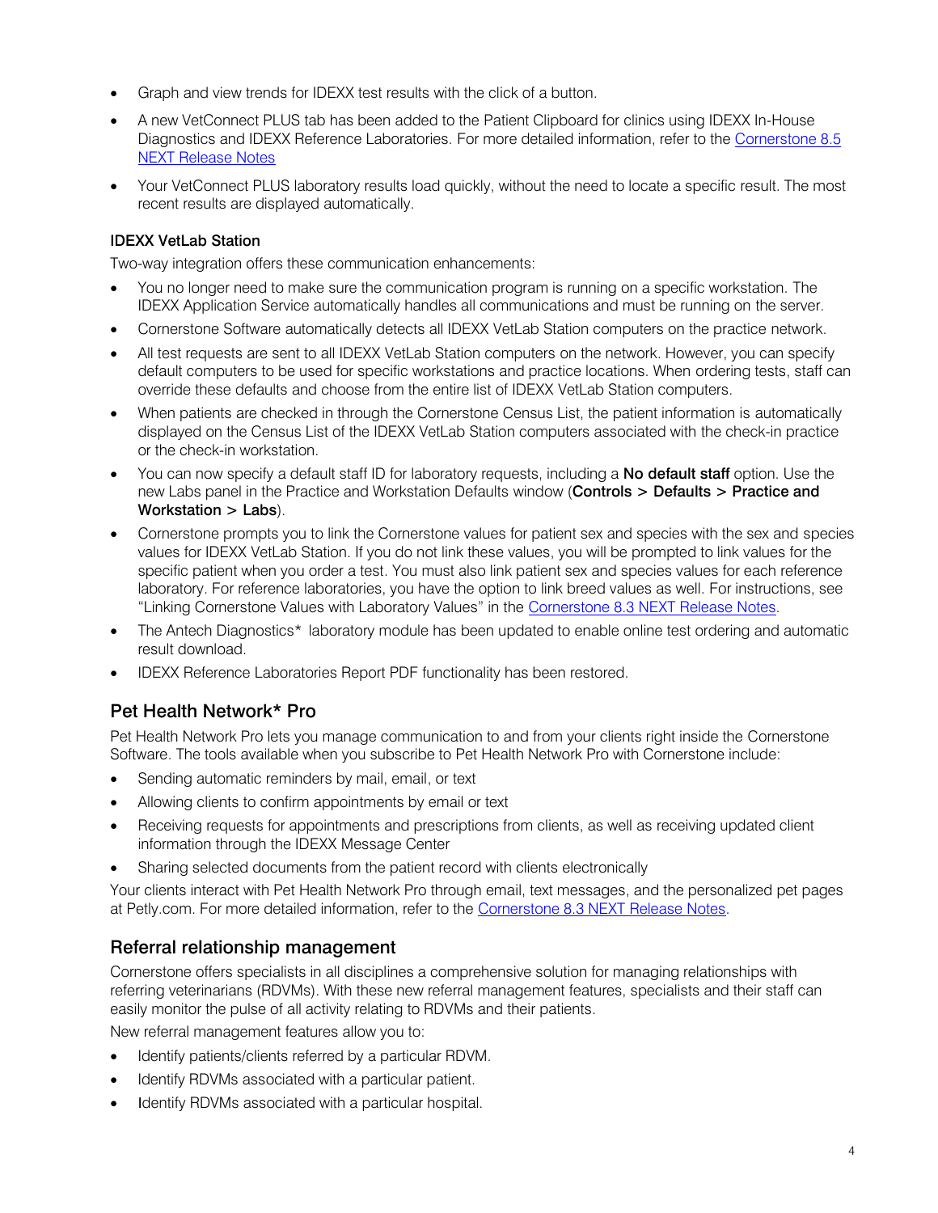- Graph and view trends for IDEXX test results with the click of a button.
- A new VetConnect PLUS tab has been added to the Patient Clipboard for clinics using IDEXX In-House Diagnostics and IDEXX Reference Laboratories. For more detailed information, refer to the Cornerstone 8.5 NEXT Release Notes
- Your VetConnect PLUS laboratory results load quickly, without the need to locate a specific result. The most recent results are displayed automatically.

### IDEXX VetLab Station

Two-way integration offers these communication enhancements:

- You no longer need to make sure the communication program is running on a specific workstation. The IDEXX Application Service automatically handles all communications and must be running on the server.
- Cornerstone Software automatically detects all IDEXX VetLab Station computers on the practice network.
- All test requests are sent to all IDEXX VetLab Station computers on the network. However, you can specify default computers to be used for specific workstations and practice locations. When ordering tests, staff can override these defaults and choose from the entire list of IDEXX VetLab Station computers.
- When patients are checked in through the Cornerstone Census List, the patient information is automatically displayed on the Census List of the IDEXX VetLab Station computers associated with the check-in practice or the check-in workstation.
- You can now specify a default staff ID for laboratory requests, including a **No default staff** option. Use the new Labs panel in the Practice and Workstation Defaults window (**Controls** > **Defaults** > **Practice and Workstation** > **Labs**).
- Cornerstone prompts you to link the Cornerstone values for patient sex and species with the sex and species values for IDEXX VetLab Station. If you do not link these values, you will be prompted to link values for the specific patient when you order a test. You must also link patient sex and species values for each reference laboratory. For reference laboratories, you have the option to link breed values as well. For instructions, see "Linking Cornerstone Values with Laboratory Values" in the Cornerstone 8.3 NEXT Release Notes.
- The Antech Diagnostics* laboratory module has been updated to enable online test ordering and automatic result download.
- IDEXX Reference Laboratories Report PDF functionality has been restored.

## Pet Health Network* Pro

Pet Health Network Pro lets you manage communication to and from your clients right inside the Cornerstone Software. The tools available when you subscribe to Pet Health Network Pro with Cornerstone include:

- Sending automatic reminders by mail, email, or text
- Allowing clients to confirm appointments by email or text
- Receiving requests for appointments and prescriptions from clients, as well as receiving updated client information through the IDEXX Message Center
- Sharing selected documents from the patient record with clients electronically

Your clients interact with Pet Health Network Pro through email, text messages, and the personalized pet pages at Petly.com. For more detailed information, refer to the Cornerstone 8.3 NEXT Release Notes.

## Referral relationship management

Cornerstone offers specialists in all disciplines a comprehensive solution for managing relationships with referring veterinarians (RDVMs). With these new referral management features, specialists and their staff can easily monitor the pulse of all activity relating to RDVMs and their patients.

New referral management features allow you to:

- Identify patients/clients referred by a particular RDVM.
- Identify RDVMs associated with a particular patient.
- Identify RDVMs associated with a particular hospital.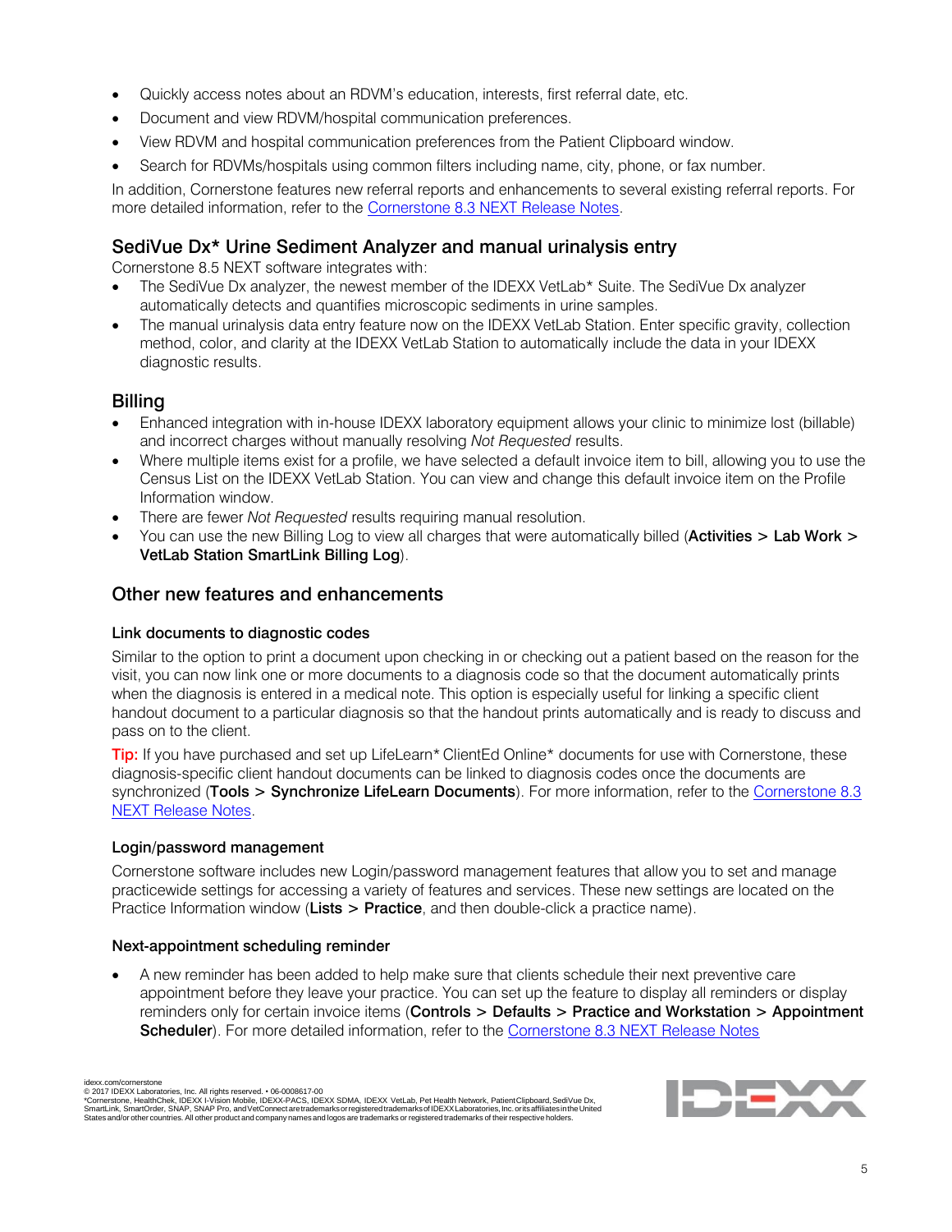- Quickly access notes about an RDVM's education, interests, first referral date, etc.
- Document and view RDVM/hospital communication preferences.
- View RDVM and hospital communication preferences from the Patient Clipboard window.
- Search for RDVMs/hospitals using common filters including name, city, phone, or fax number.

In addition, Cornerstone features new referral reports and enhancements to several existing referral reports. For more detailed information, refer to the Cornerstone 8.3 NEXT Release Notes.

## SediVue Dx* Urine Sediment Analyzer and manual urinalysis entry

Cornerstone 8.5 NEXT software integrates with:

- The SediVue Dx analyzer, the newest member of the IDEXX VetLab* Suite. The SediVue Dx analyzer automatically detects and quantifies microscopic sediments in urine samples.
- The manual urinalysis data entry feature now on the IDEXX VetLab Station. Enter specific gravity, collection method, color, and clarity at the IDEXX VetLab Station to automatically include the data in your IDEXX diagnostic results.

## Billing

- Enhanced integration with in-house IDEXX laboratory equipment allows your clinic to minimize lost (billable) and incorrect charges without manually resolving *Not Requested* results.
- Where multiple items exist for a profile, we have selected a default invoice item to bill, allowing you to use the Census List on the IDEXX VetLab Station. You can view and change this default invoice item on the Profile Information window.
- There are fewer *Not Requested* results requiring manual resolution.
- You can use the new Billing Log to view all charges that were automatically billed (**Activities** > **Lab Work** > **VetLab Station SmartLink Billing Log**).

## Other new features and enhancements

### Link documents to diagnostic codes

Similar to the option to print a document upon checking in or checking out a patient based on the reason for the visit, you can now link one or more documents to a diagnosis code so that the document automatically prints when the diagnosis is entered in a medical note. This option is especially useful for linking a specific client handout document to a particular diagnosis so that the handout prints automatically and is ready to discuss and pass on to the client.

**Tip:** If you have purchased and set up LifeLearn* ClientEd Online* documents for use with Cornerstone, these diagnosis-specific client handout documents can be linked to diagnosis codes once the documents are synchronized (**Tools** > **Synchronize LifeLearn Documents**). For more information, refer to the Cornerstone 8.3 NEXT Release Notes.

### Login/password management

Cornerstone software includes new Login/password management features that allow you to set and manage practicewide settings for accessing a variety of features and services. These new settings are located on the Practice Information window (**Lists** > **Practice**, and then double-click a practice name).

### Next-appointment scheduling reminder

- A new reminder has been added to help make sure that clients schedule their next preventive care appointment before they leave your practice. You can set up the feature to display all reminders or display reminders only for certain invoice items (**Controls** > **Defaults** > **Practice and Workstation** > **Appointment Scheduler**). For more detailed information, refer to the Cornerstone 8.3 NEXT Release Notes

idexx.com/cornerstone
© 2017 IDEXX Laboratories, Inc. All rights reserved. • 06-0008617-00
*Cornerstone, HealthChek, IDEXX I-Vision Mobile, IDEXX-PACS, IDEXX SDMA, IDEXX VetLab, Pet Health Network, PatientClipboard, SediVue Dx, SmartLink, SmartOrder, SNAP, SNAP Pro, and VetConnect are trademarks or registered trademarks of IDEXX Laboratories, Inc. or its affiliates in the United States and/or other countries. All other product and company names and logos are trademarks or registered trademarks of their respective holders.